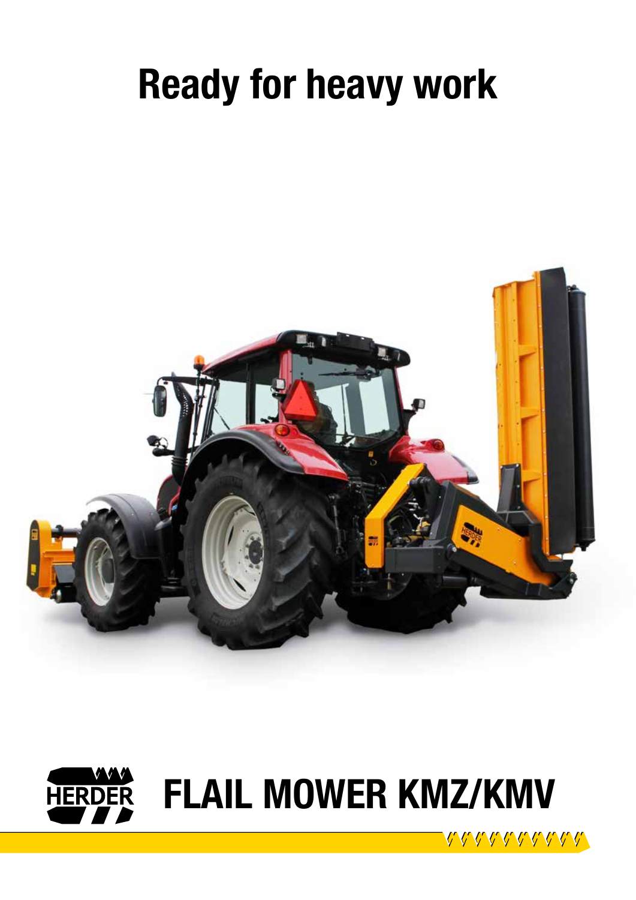# Ready for heavy work

# FLAIL MOWER KMZ/KMV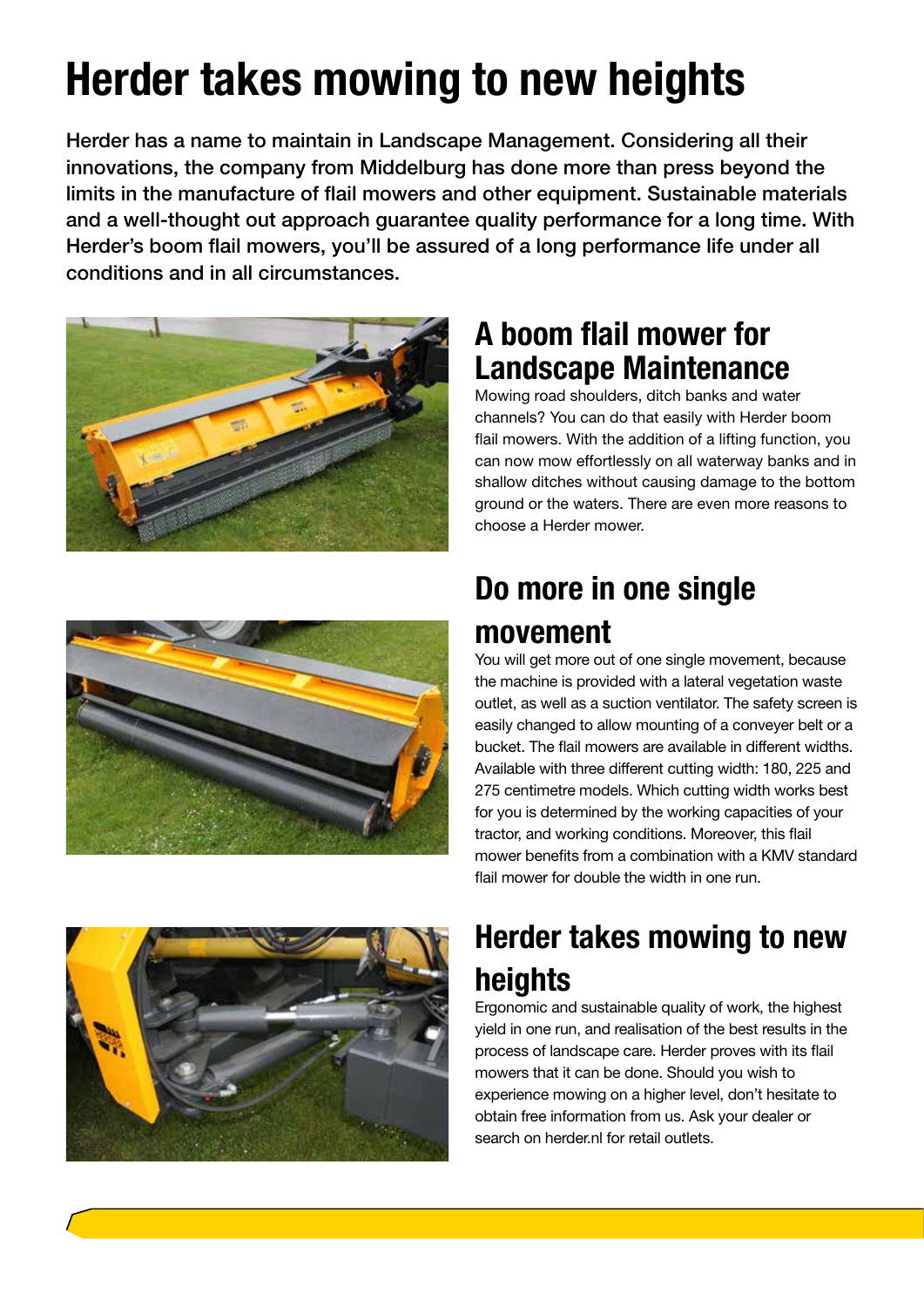# Herder takes mowing to new heights

**Herder has a name to maintain in Landscape Management. Considering all their innovations, the company from Middelburg has done more than press beyond the limits in the manufacture of flail mowers and other equipment. Sustainable materials and a well-thought out approach guarantee quality performance for a long time. With Herder's boom flail mowers, you'll be assured of a long performance life under all conditions and in all circumstances.**

## A boom flail mower for Landscape Maintenance

Mowing road shoulders, ditch banks and water channels? You can do that easily with Herder boom flail mowers. With the addition of a lifting function, you can now mow effortlessly on all waterway banks and in shallow ditches without causing damage to the bottom ground or the waters. There are even more reasons to choose a Herder mower.

## Do more in one single movement

You will get more out of one single movement, because the machine is provided with a lateral vegetation waste outlet, as well as a suction ventilator. The safety screen is easily changed to allow mounting of a conveyer belt or a bucket. The flail mowers are available in different widths. Available with three different cutting width: 180, 225 and 275 centimetre models. Which cutting width works best for you is determined by the working capacities of your tractor, and working conditions. Moreover, this flail mower benefits from a combination with a KMV standard flail mower for double the width in one run.

## Herder takes mowing to new heights

Ergonomic and sustainable quality of work, the highest yield in one run, and realisation of the best results in the process of landscape care. Herder proves with its flail mowers that it can be done. Should you wish to experience mowing on a higher level, don't hesitate to obtain free information from us. Ask your dealer or search on herder.nl for retail outlets.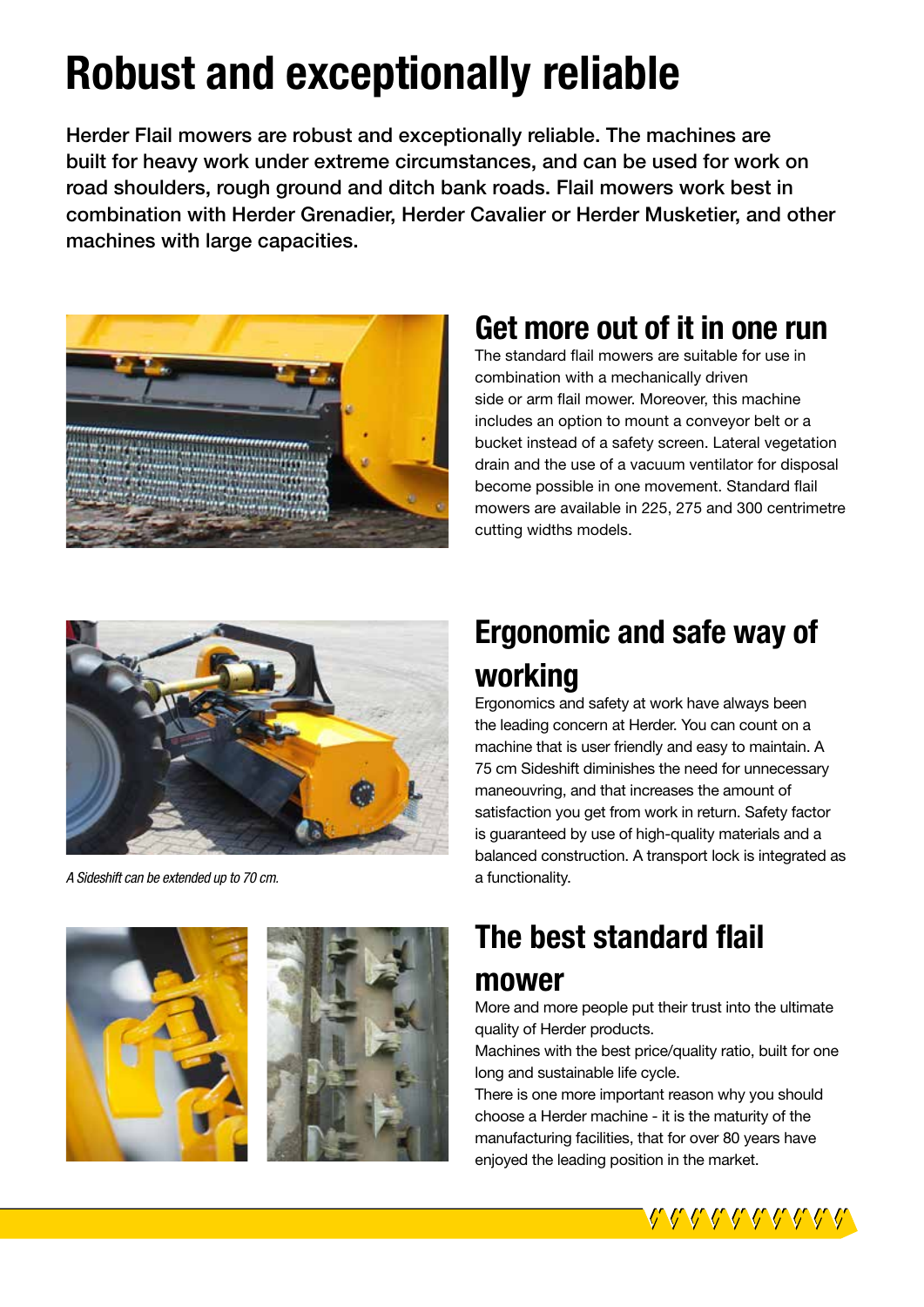# Robust and exceptionally reliable

**Herder Flail mowers are robust and exceptionally reliable. The machines are built for heavy work under extreme circumstances, and can be used for work on road shoulders, rough ground and ditch bank roads. Flail mowers work best in combination with Herder Grenadier, Herder Cavalier or Herder Musketier, and other machines with large capacities.**

## Get more out of it in one run

The standard flail mowers are suitable for use in combination with a mechanically driven side or arm flail mower. Moreover, this machine includes an option to mount a conveyor belt or a bucket instead of a safety screen. Lateral vegetation drain and the use of a vacuum ventilator for disposal become possible in one movement. Standard flail mowers are available in 225, 275 and 300 centrimetre cutting widths models.

*A Sideshift can be extended up to 70 cm.*

## Ergonomic and safe way of working

Ergonomics and safety at work have always been the leading concern at Herder. You can count on a machine that is user friendly and easy to maintain. A 75 cm Sideshift diminishes the need for unnecessary maneouvring, and that increases the amount of satisfaction you get from work in return. Safety factor is guaranteed by use of high-quality materials and a balanced construction. A transport lock is integrated as a functionality.

## The best standard flail mower

More and more people put their trust into the ultimate quality of Herder products.

Machines with the best price/quality ratio, built for one long and sustainable life cycle.

There is one more important reason why you should choose a Herder machine - it is the maturity of the manufacturing facilities, that for over 80 years have enjoyed the leading position in the market.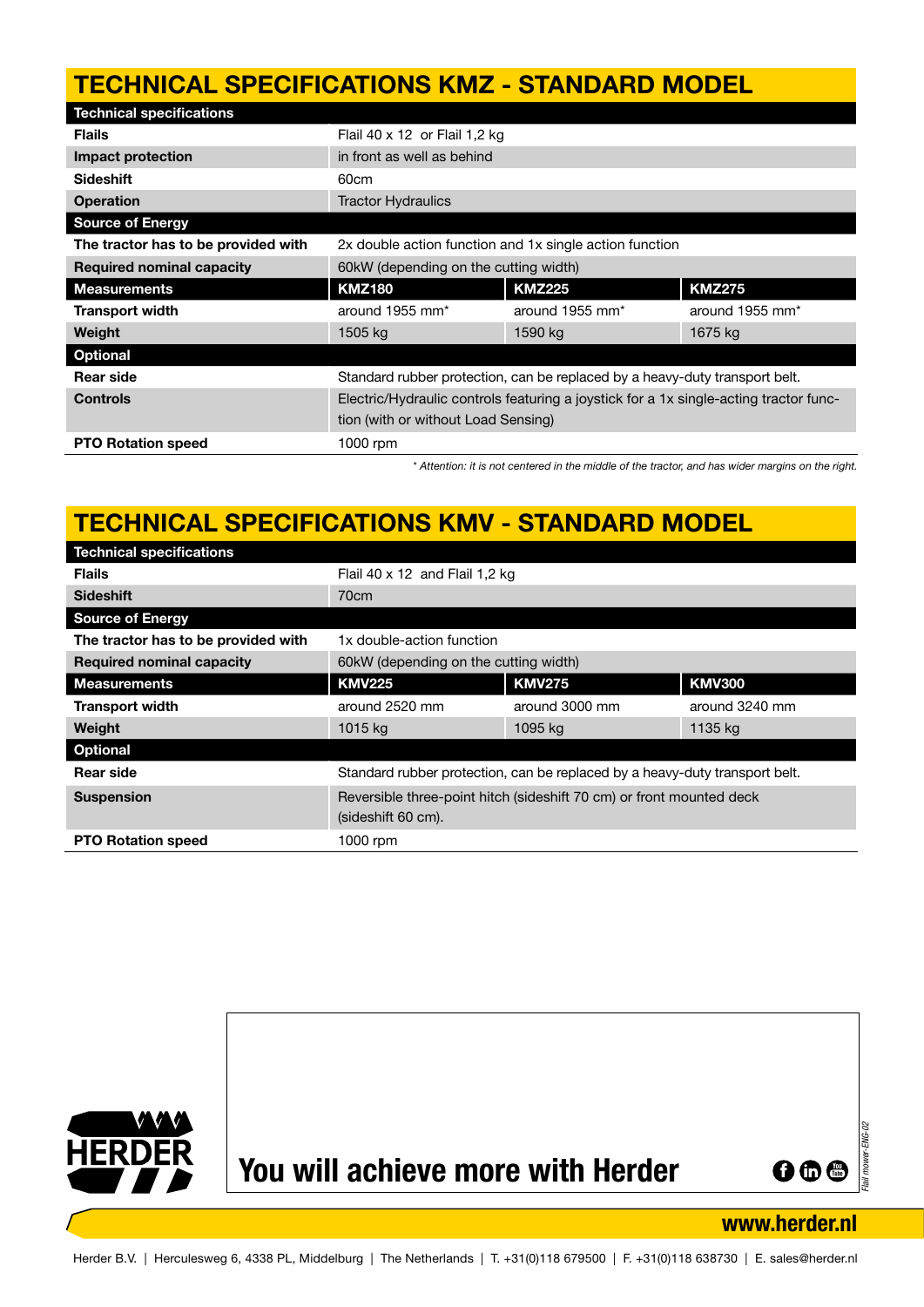# TECHNICAL SPECIFICATIONS KMZ - STANDARD MODEL

| **Technical specifications** | | | |
|---|---|---|---|
| **Flails** | Flail 40 x 12 or Flail 1,2 kg | | |
| **Impact protection** | in front as well as behind | | |
| **Sideshift** | 60cm | | |
| **Operation** | Tractor Hydraulics | | |
| **Source of Energy** | | | |
| **The tractor has to be provided with** | 2x double action function and 1x single action function | | |
| **Required nominal capacity** | 60kW (depending on the cutting width) | | |
| **Measurements** | **KMZ180** | **KMZ225** | **KMZ275** |
| **Transport width** | around 1955 mm* | around 1955 mm* | around 1955 mm* |
| **Weight** | 1505 kg | 1590 kg | 1675 kg |
| **Optional** | | | |
| **Rear side** | Standard rubber protection, can be replaced by a heavy-duty transport belt. | | |
| **Controls** | Electric/Hydraulic controls featuring a joystick for a 1x single-acting tractor function (with or without Load Sensing) | | |
| **PTO Rotation speed** | 1000 rpm | | |

*\* Attention: it is not centered in the middle of the tractor, and has wider margins on the right.*

# TECHNICAL SPECIFICATIONS KMV - STANDARD MODEL

| **Technical specifications** | | | |
|---|---|---|---|
| **Flails** | Flail 40 x 12 and Flail 1,2 kg | | |
| **Sideshift** | 70cm | | |
| **Source of Energy** | | | |
| **The tractor has to be provided with** | 1x double-action function | | |
| **Required nominal capacity** | 60kW (depending on the cutting width) | | |
| **Measurements** | **KMV225** | **KMV275** | **KMV300** |
| **Transport width** | around 2520 mm | around 3000 mm | around 3240 mm |
| **Weight** | 1015 kg | 1095 kg | 1135 kg |
| **Optional** | | | |
| **Rear side** | Standard rubber protection, can be replaced by a heavy-duty transport belt. | | |
| **Suspension** | Reversible three-point hitch (sideshift 70 cm) or front mounted deck (sideshift 60 cm). | | |
| **PTO Rotation speed** | 1000 rpm | | |

HERDER

**You will achieve more with Herder**

Flail mower-ENG-02

**www.herder.nl**

Herder B.V. | Herculesweg 6, 4338 PL, Middelburg | The Netherlands | T. +31(0)118 679500 | F. +31(0)118 638730 | E. sales@herder.nl